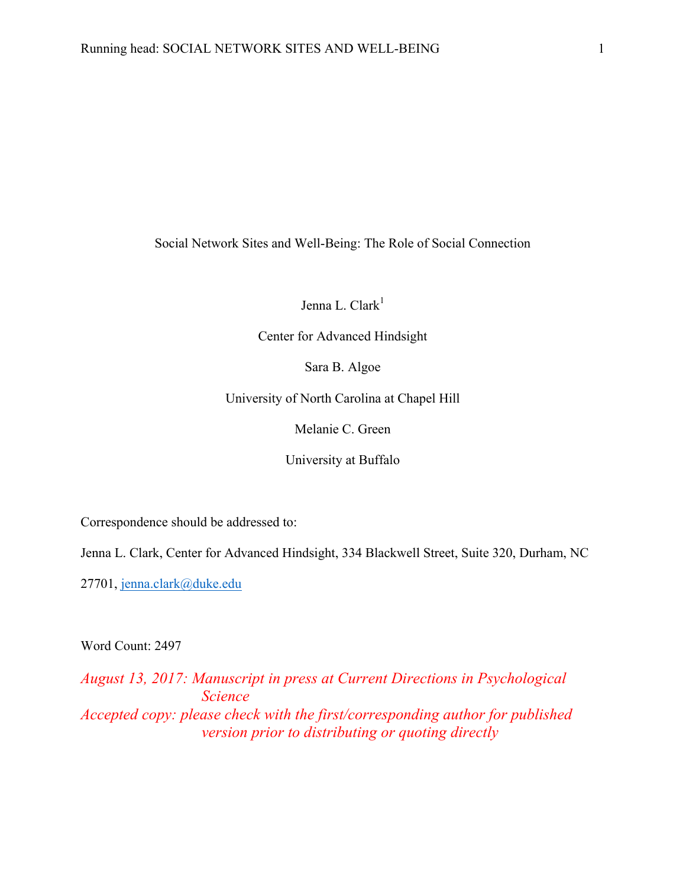# Social Network Sites and Well-Being: The Role of Social Connection

Jenna L. Clark[1]

Center for Advanced Hindsight

Sara B. Algoe

University of North Carolina at Chapel Hill

Melanie C. Green

University at Buffalo

Correspondence should be addressed to:

Jenna L. Clark, Center for Advanced Hindsight, 334 Blackwell Street, Suite 320, Durham, NC 27701, jenna.clark@duke.edu

Word Count: 2497

*August 13, 2017: Manuscript in press at Current Directions in Psychological Science*

*Accepted copy: please check with the first/corresponding author for published version prior to distributing or quoting directly*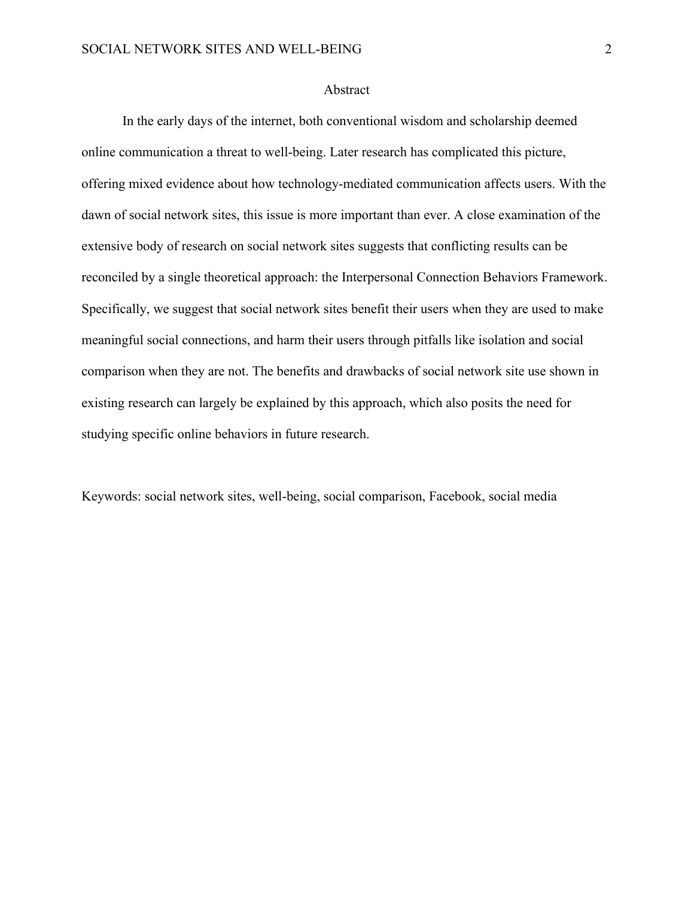# Abstract

In the early days of the internet, both conventional wisdom and scholarship deemed online communication a threat to well-being. Later research has complicated this picture, offering mixed evidence about how technology-mediated communication affects users. With the dawn of social network sites, this issue is more important than ever. A close examination of the extensive body of research on social network sites suggests that conflicting results can be reconciled by a single theoretical approach: the Interpersonal Connection Behaviors Framework. Specifically, we suggest that social network sites benefit their users when they are used to make meaningful social connections, and harm their users through pitfalls like isolation and social comparison when they are not. The benefits and drawbacks of social network site use shown in existing research can largely be explained by this approach, which also posits the need for studying specific online behaviors in future research.

Keywords: social network sites, well-being, social comparison, Facebook, social media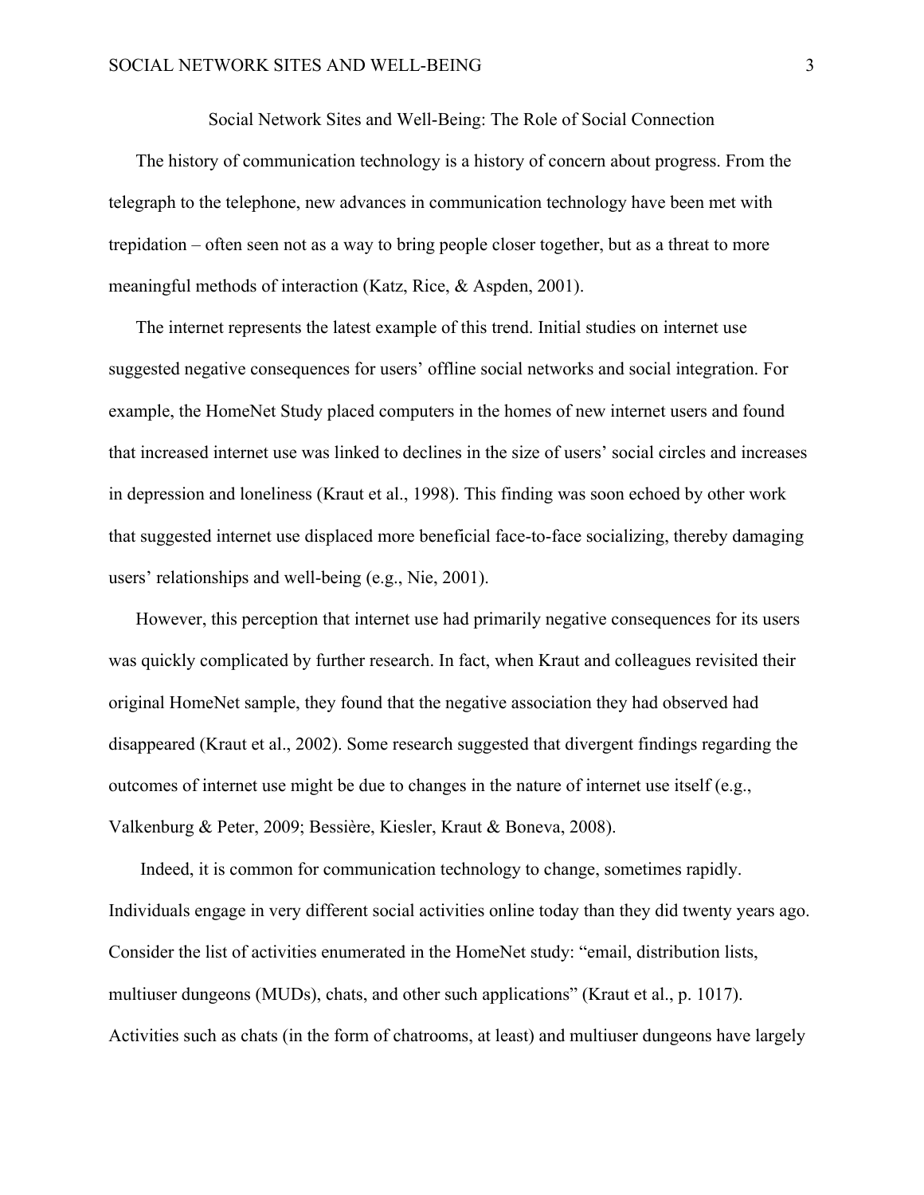# Social Network Sites and Well-Being: The Role of Social Connection

The history of communication technology is a history of concern about progress. From the telegraph to the telephone, new advances in communication technology have been met with trepidation – often seen not as a way to bring people closer together, but as a threat to more meaningful methods of interaction (Katz, Rice, & Aspden, 2001).

The internet represents the latest example of this trend. Initial studies on internet use suggested negative consequences for users' offline social networks and social integration. For example, the HomeNet Study placed computers in the homes of new internet users and found that increased internet use was linked to declines in the size of users' social circles and increases in depression and loneliness (Kraut et al., 1998). This finding was soon echoed by other work that suggested internet use displaced more beneficial face-to-face socializing, thereby damaging users' relationships and well-being (e.g., Nie, 2001).

However, this perception that internet use had primarily negative consequences for its users was quickly complicated by further research. In fact, when Kraut and colleagues revisited their original HomeNet sample, they found that the negative association they had observed had disappeared (Kraut et al., 2002). Some research suggested that divergent findings regarding the outcomes of internet use might be due to changes in the nature of internet use itself (e.g., Valkenburg & Peter, 2009; Bessière, Kiesler, Kraut & Boneva, 2008).

Indeed, it is common for communication technology to change, sometimes rapidly. Individuals engage in very different social activities online today than they did twenty years ago. Consider the list of activities enumerated in the HomeNet study: "email, distribution lists, multiuser dungeons (MUDs), chats, and other such applications" (Kraut et al., p. 1017). Activities such as chats (in the form of chatrooms, at least) and multiuser dungeons have largely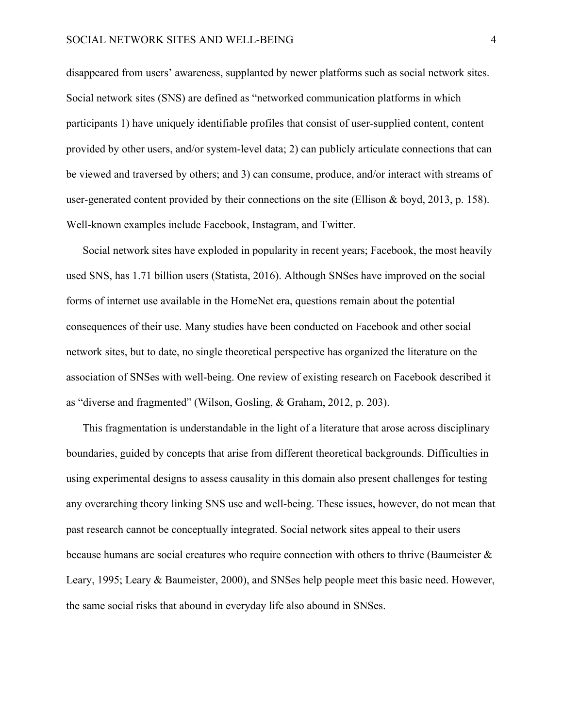disappeared from users' awareness, supplanted by newer platforms such as social network sites. Social network sites (SNS) are defined as "networked communication platforms in which participants 1) have uniquely identifiable profiles that consist of user-supplied content, content provided by other users, and/or system-level data; 2) can publicly articulate connections that can be viewed and traversed by others; and 3) can consume, produce, and/or interact with streams of user-generated content provided by their connections on the site (Ellison & boyd, 2013, p. 158). Well-known examples include Facebook, Instagram, and Twitter.

Social network sites have exploded in popularity in recent years; Facebook, the most heavily used SNS, has 1.71 billion users (Statista, 2016). Although SNSes have improved on the social forms of internet use available in the HomeNet era, questions remain about the potential consequences of their use. Many studies have been conducted on Facebook and other social network sites, but to date, no single theoretical perspective has organized the literature on the association of SNSes with well-being. One review of existing research on Facebook described it as "diverse and fragmented" (Wilson, Gosling, & Graham, 2012, p. 203).

This fragmentation is understandable in the light of a literature that arose across disciplinary boundaries, guided by concepts that arise from different theoretical backgrounds. Difficulties in using experimental designs to assess causality in this domain also present challenges for testing any overarching theory linking SNS use and well-being. These issues, however, do not mean that past research cannot be conceptually integrated. Social network sites appeal to their users because humans are social creatures who require connection with others to thrive (Baumeister & Leary, 1995; Leary & Baumeister, 2000), and SNSes help people meet this basic need. However, the same social risks that abound in everyday life also abound in SNSes.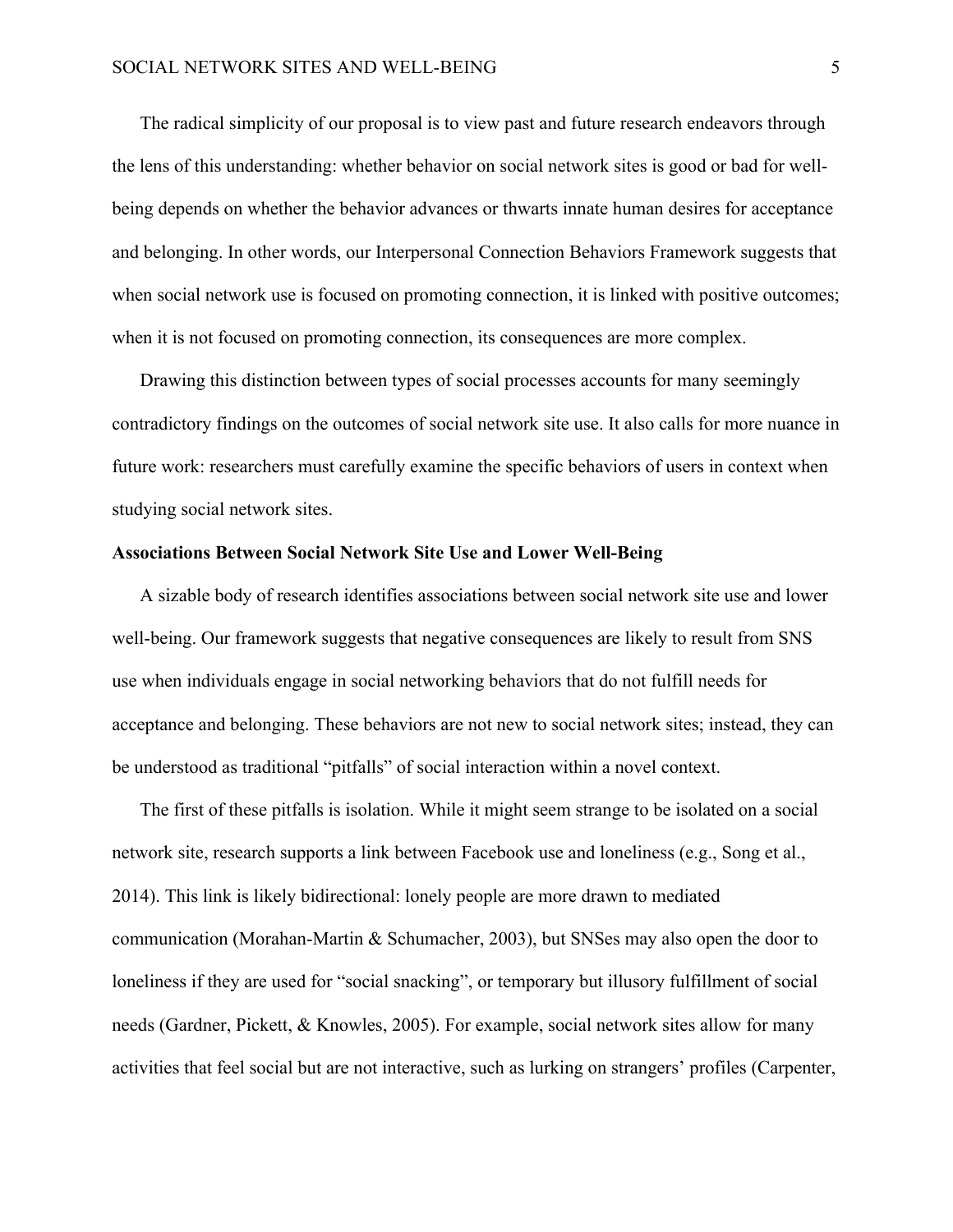The radical simplicity of our proposal is to view past and future research endeavors through the lens of this understanding: whether behavior on social network sites is good or bad for well-being depends on whether the behavior advances or thwarts innate human desires for acceptance and belonging. In other words, our Interpersonal Connection Behaviors Framework suggests that when social network use is focused on promoting connection, it is linked with positive outcomes; when it is not focused on promoting connection, its consequences are more complex.

Drawing this distinction between types of social processes accounts for many seemingly contradictory findings on the outcomes of social network site use. It also calls for more nuance in future work: researchers must carefully examine the specific behaviors of users in context when studying social network sites.

**Associations Between Social Network Site Use and Lower Well-Being**

A sizable body of research identifies associations between social network site use and lower well-being. Our framework suggests that negative consequences are likely to result from SNS use when individuals engage in social networking behaviors that do not fulfill needs for acceptance and belonging. These behaviors are not new to social network sites; instead, they can be understood as traditional "pitfalls" of social interaction within a novel context.

The first of these pitfalls is isolation. While it might seem strange to be isolated on a social network site, research supports a link between Facebook use and loneliness (e.g., Song et al., 2014). This link is likely bidirectional: lonely people are more drawn to mediated communication (Morahan-Martin & Schumacher, 2003), but SNSes may also open the door to loneliness if they are used for "social snacking", or temporary but illusory fulfillment of social needs (Gardner, Pickett, & Knowles, 2005). For example, social network sites allow for many activities that feel social but are not interactive, such as lurking on strangers' profiles (Carpenter,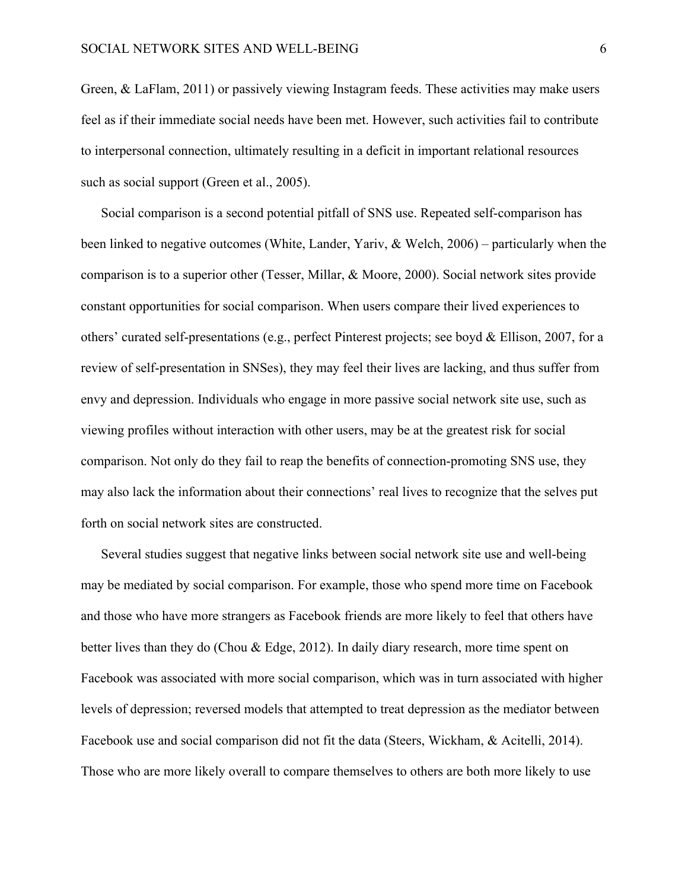Green, & LaFlam, 2011) or passively viewing Instagram feeds. These activities may make users feel as if their immediate social needs have been met. However, such activities fail to contribute to interpersonal connection, ultimately resulting in a deficit in important relational resources such as social support (Green et al., 2005).

Social comparison is a second potential pitfall of SNS use. Repeated self-comparison has been linked to negative outcomes (White, Lander, Yariv, & Welch, 2006) – particularly when the comparison is to a superior other (Tesser, Millar, & Moore, 2000). Social network sites provide constant opportunities for social comparison. When users compare their lived experiences to others' curated self-presentations (e.g., perfect Pinterest projects; see boyd & Ellison, 2007, for a review of self-presentation in SNSes), they may feel their lives are lacking, and thus suffer from envy and depression. Individuals who engage in more passive social network site use, such as viewing profiles without interaction with other users, may be at the greatest risk for social comparison. Not only do they fail to reap the benefits of connection-promoting SNS use, they may also lack the information about their connections' real lives to recognize that the selves put forth on social network sites are constructed.

Several studies suggest that negative links between social network site use and well-being may be mediated by social comparison. For example, those who spend more time on Facebook and those who have more strangers as Facebook friends are more likely to feel that others have better lives than they do (Chou & Edge, 2012). In daily diary research, more time spent on Facebook was associated with more social comparison, which was in turn associated with higher levels of depression; reversed models that attempted to treat depression as the mediator between Facebook use and social comparison did not fit the data (Steers, Wickham, & Acitelli, 2014). Those who are more likely overall to compare themselves to others are both more likely to use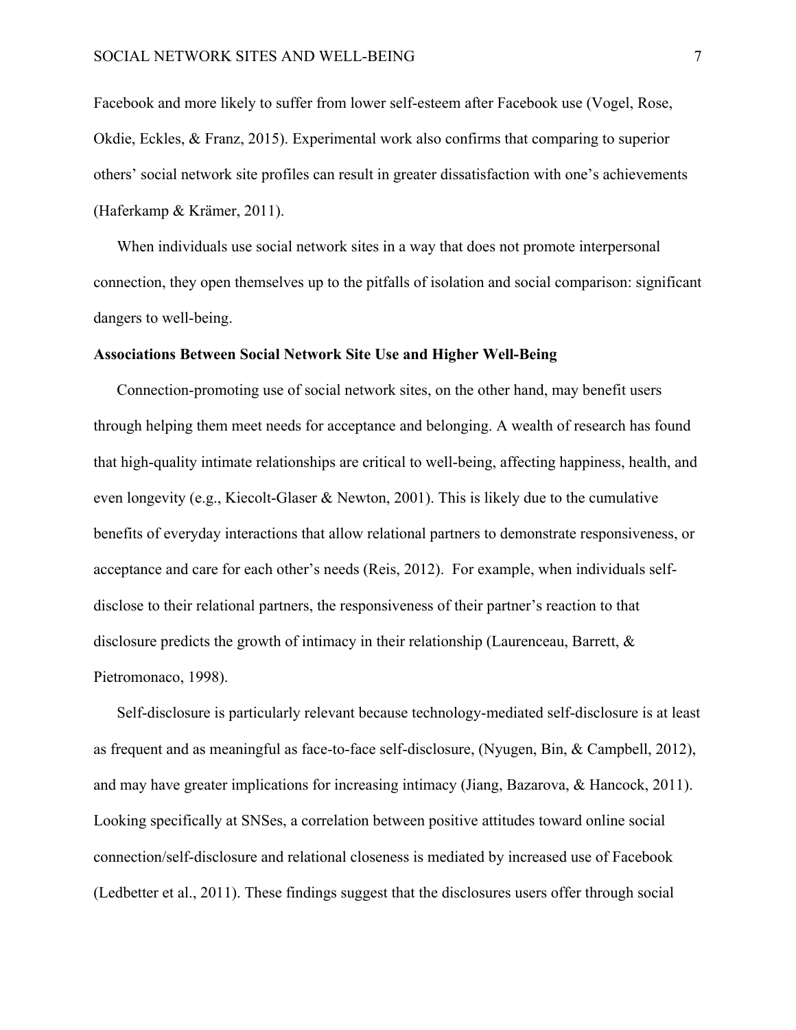Facebook and more likely to suffer from lower self-esteem after Facebook use (Vogel, Rose, Okdie, Eckles, & Franz, 2015). Experimental work also confirms that comparing to superior others' social network site profiles can result in greater dissatisfaction with one's achievements (Haferkamp & Krämer, 2011).

When individuals use social network sites in a way that does not promote interpersonal connection, they open themselves up to the pitfalls of isolation and social comparison: significant dangers to well-being.

**Associations Between Social Network Site Use and Higher Well-Being**

Connection-promoting use of social network sites, on the other hand, may benefit users through helping them meet needs for acceptance and belonging. A wealth of research has found that high-quality intimate relationships are critical to well-being, affecting happiness, health, and even longevity (e.g., Kiecolt-Glaser & Newton, 2001). This is likely due to the cumulative benefits of everyday interactions that allow relational partners to demonstrate responsiveness, or acceptance and care for each other's needs (Reis, 2012). For example, when individuals self-disclose to their relational partners, the responsiveness of their partner's reaction to that disclosure predicts the growth of intimacy in their relationship (Laurenceau, Barrett, & Pietromonaco, 1998).

Self-disclosure is particularly relevant because technology-mediated self-disclosure is at least as frequent and as meaningful as face-to-face self-disclosure, (Nyugen, Bin, & Campbell, 2012), and may have greater implications for increasing intimacy (Jiang, Bazarova, & Hancock, 2011). Looking specifically at SNSes, a correlation between positive attitudes toward online social connection/self-disclosure and relational closeness is mediated by increased use of Facebook (Ledbetter et al., 2011). These findings suggest that the disclosures users offer through social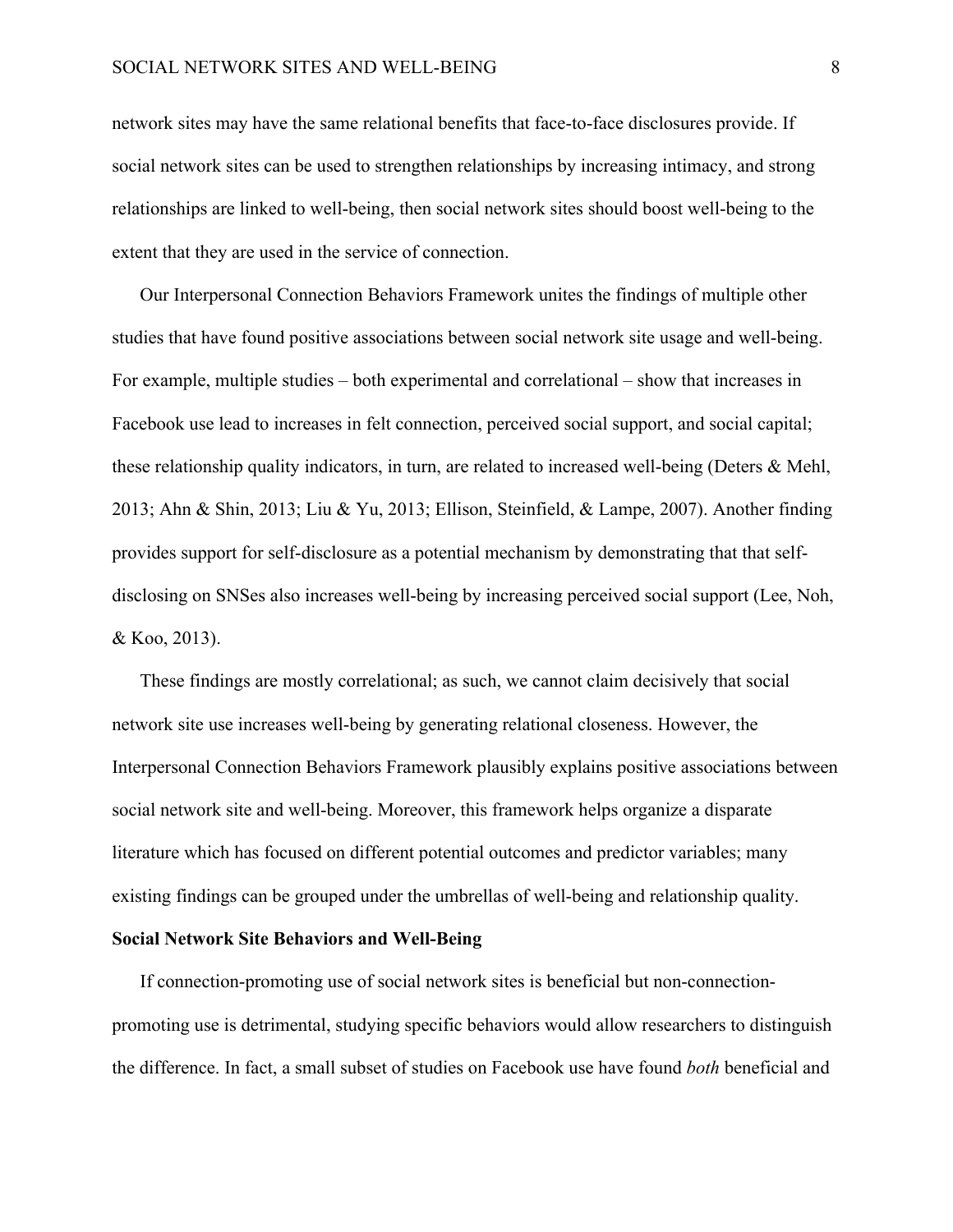network sites may have the same relational benefits that face-to-face disclosures provide. If social network sites can be used to strengthen relationships by increasing intimacy, and strong relationships are linked to well-being, then social network sites should boost well-being to the extent that they are used in the service of connection.

Our Interpersonal Connection Behaviors Framework unites the findings of multiple other studies that have found positive associations between social network site usage and well-being. For example, multiple studies – both experimental and correlational – show that increases in Facebook use lead to increases in felt connection, perceived social support, and social capital; these relationship quality indicators, in turn, are related to increased well-being (Deters & Mehl, 2013; Ahn & Shin, 2013; Liu & Yu, 2013; Ellison, Steinfield, & Lampe, 2007). Another finding provides support for self-disclosure as a potential mechanism by demonstrating that that self-disclosing on SNSes also increases well-being by increasing perceived social support (Lee, Noh, & Koo, 2013).

These findings are mostly correlational; as such, we cannot claim decisively that social network site use increases well-being by generating relational closeness. However, the Interpersonal Connection Behaviors Framework plausibly explains positive associations between social network site and well-being. Moreover, this framework helps organize a disparate literature which has focused on different potential outcomes and predictor variables; many existing findings can be grouped under the umbrellas of well-being and relationship quality.

**Social Network Site Behaviors and Well-Being**

If connection-promoting use of social network sites is beneficial but non-connection-promoting use is detrimental, studying specific behaviors would allow researchers to distinguish the difference. In fact, a small subset of studies on Facebook use have found *both* beneficial and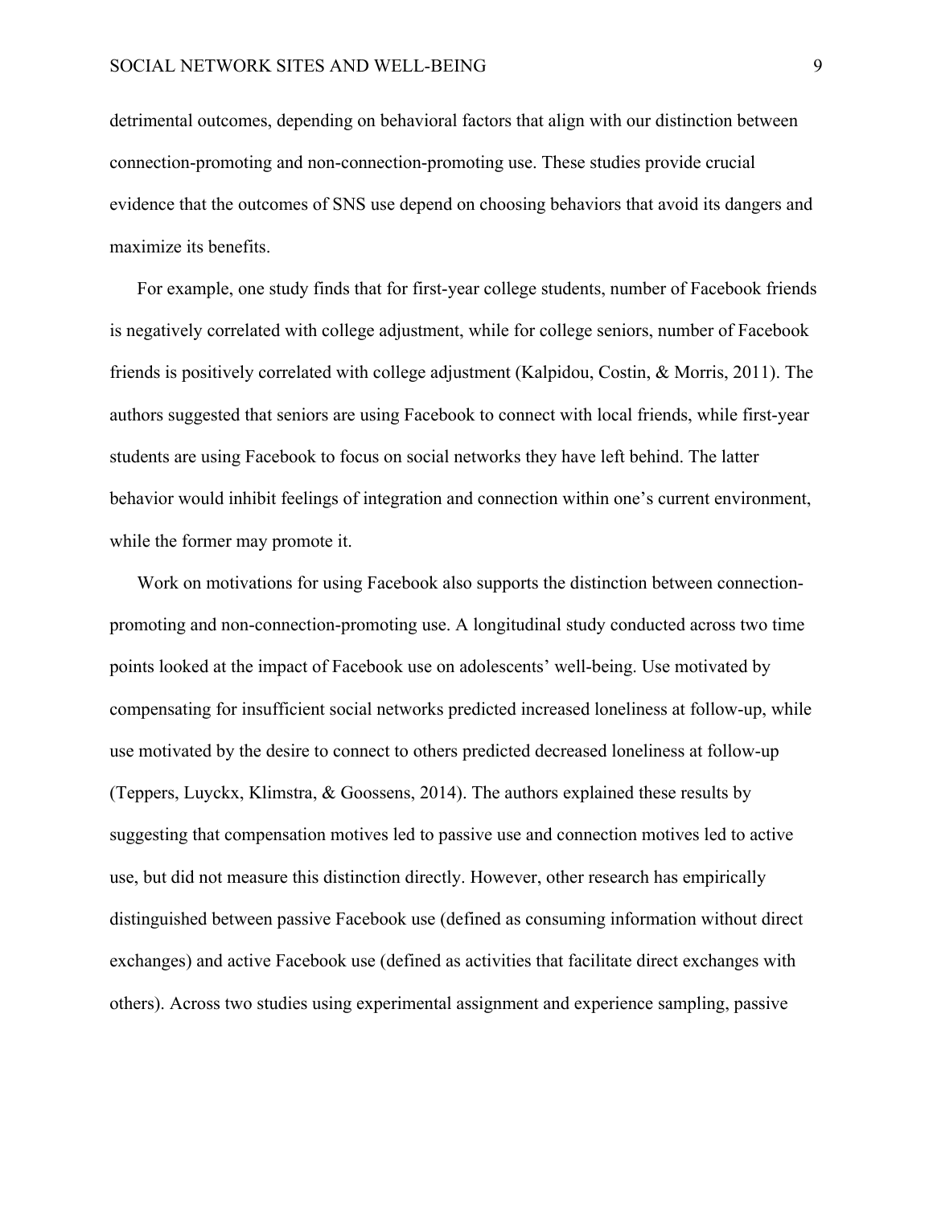detrimental outcomes, depending on behavioral factors that align with our distinction between connection-promoting and non-connection-promoting use. These studies provide crucial evidence that the outcomes of SNS use depend on choosing behaviors that avoid its dangers and maximize its benefits.

For example, one study finds that for first-year college students, number of Facebook friends is negatively correlated with college adjustment, while for college seniors, number of Facebook friends is positively correlated with college adjustment (Kalpidou, Costin, & Morris, 2011). The authors suggested that seniors are using Facebook to connect with local friends, while first-year students are using Facebook to focus on social networks they have left behind. The latter behavior would inhibit feelings of integration and connection within one's current environment, while the former may promote it.

Work on motivations for using Facebook also supports the distinction between connection-promoting and non-connection-promoting use. A longitudinal study conducted across two time points looked at the impact of Facebook use on adolescents' well-being. Use motivated by compensating for insufficient social networks predicted increased loneliness at follow-up, while use motivated by the desire to connect to others predicted decreased loneliness at follow-up (Teppers, Luyckx, Klimstra, & Goossens, 2014). The authors explained these results by suggesting that compensation motives led to passive use and connection motives led to active use, but did not measure this distinction directly. However, other research has empirically distinguished between passive Facebook use (defined as consuming information without direct exchanges) and active Facebook use (defined as activities that facilitate direct exchanges with others). Across two studies using experimental assignment and experience sampling, passive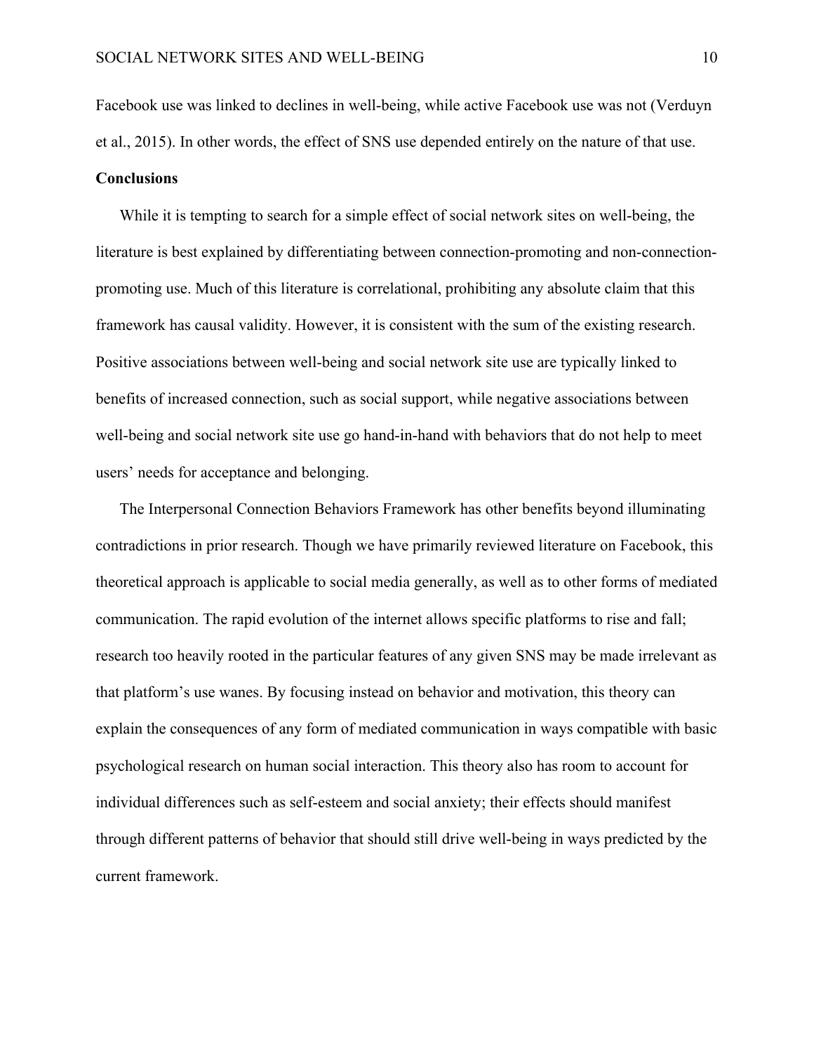Facebook use was linked to declines in well-being, while active Facebook use was not (Verduyn et al., 2015). In other words, the effect of SNS use depended entirely on the nature of that use.

**Conclusions**

While it is tempting to search for a simple effect of social network sites on well-being, the literature is best explained by differentiating between connection-promoting and non-connection-promoting use. Much of this literature is correlational, prohibiting any absolute claim that this framework has causal validity. However, it is consistent with the sum of the existing research. Positive associations between well-being and social network site use are typically linked to benefits of increased connection, such as social support, while negative associations between well-being and social network site use go hand-in-hand with behaviors that do not help to meet users' needs for acceptance and belonging.

The Interpersonal Connection Behaviors Framework has other benefits beyond illuminating contradictions in prior research. Though we have primarily reviewed literature on Facebook, this theoretical approach is applicable to social media generally, as well as to other forms of mediated communication. The rapid evolution of the internet allows specific platforms to rise and fall; research too heavily rooted in the particular features of any given SNS may be made irrelevant as that platform's use wanes. By focusing instead on behavior and motivation, this theory can explain the consequences of any form of mediated communication in ways compatible with basic psychological research on human social interaction. This theory also has room to account for individual differences such as self-esteem and social anxiety; their effects should manifest through different patterns of behavior that should still drive well-being in ways predicted by the current framework.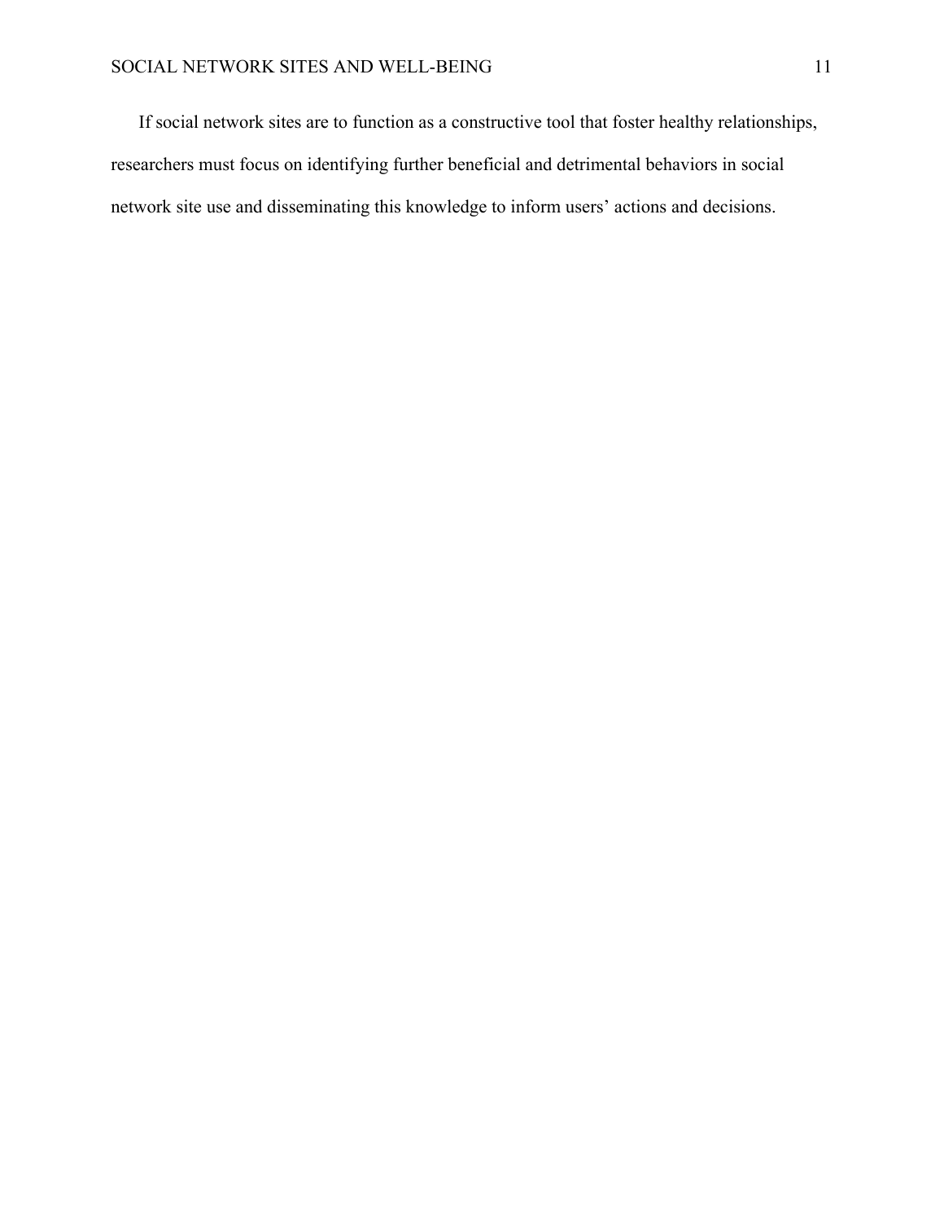If social network sites are to function as a constructive tool that foster healthy relationships, researchers must focus on identifying further beneficial and detrimental behaviors in social network site use and disseminating this knowledge to inform users' actions and decisions.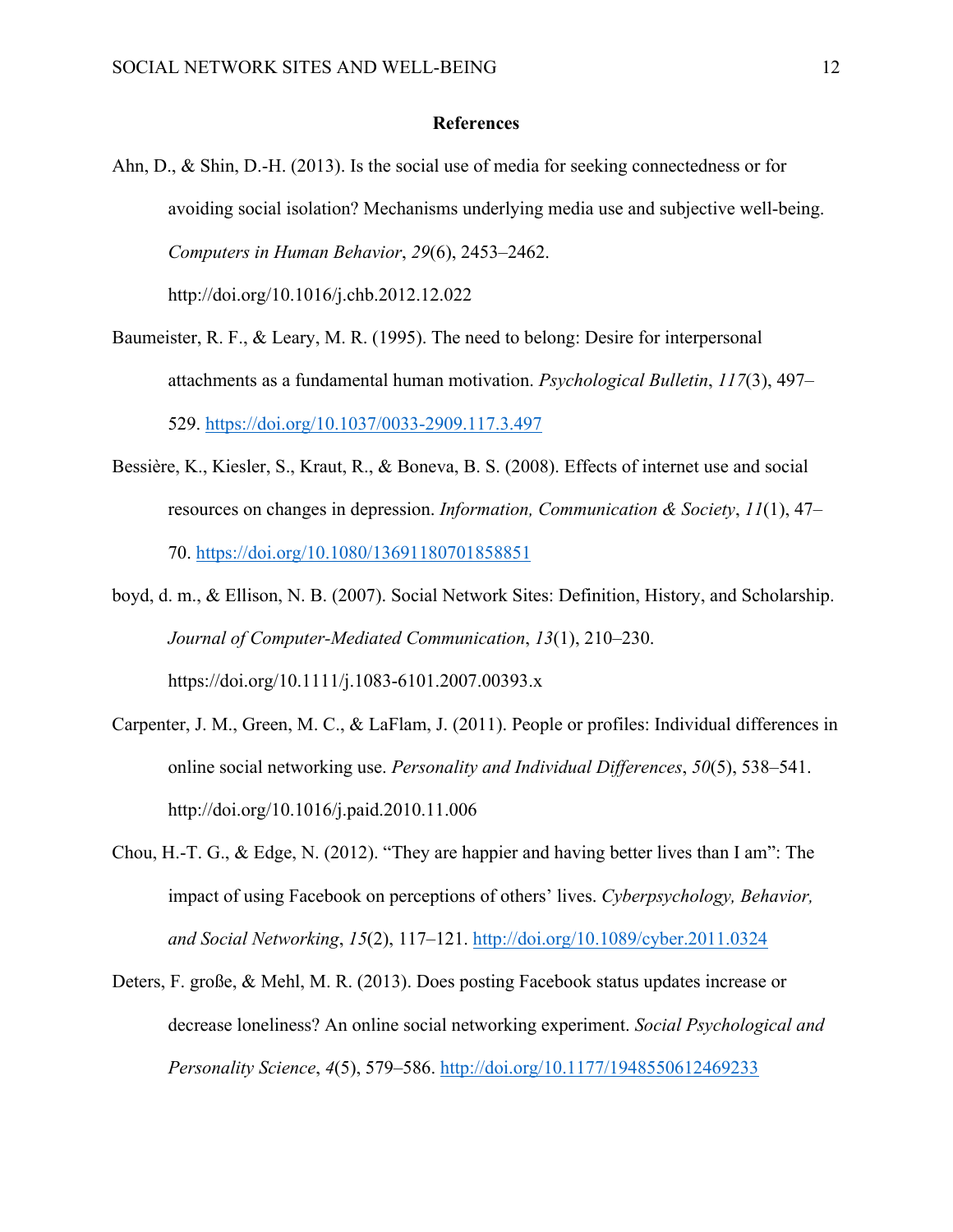# References

Ahn, D., & Shin, D.-H. (2013). Is the social use of media for seeking connectedness or for avoiding social isolation? Mechanisms underlying media use and subjective well-being. *Computers in Human Behavior*, *29*(6), 2453–2462. http://doi.org/10.1016/j.chb.2012.12.022

Baumeister, R. F., & Leary, M. R. (1995). The need to belong: Desire for interpersonal attachments as a fundamental human motivation. *Psychological Bulletin*, *117*(3), 497–529. https://doi.org/10.1037/0033-2909.117.3.497

Bessière, K., Kiesler, S., Kraut, R., & Boneva, B. S. (2008). Effects of internet use and social resources on changes in depression. *Information, Communication & Society*, *11*(1), 47–70. https://doi.org/10.1080/13691180701858851

boyd, d. m., & Ellison, N. B. (2007). Social Network Sites: Definition, History, and Scholarship. *Journal of Computer-Mediated Communication*, *13*(1), 210–230. https://doi.org/10.1111/j.1083-6101.2007.00393.x

Carpenter, J. M., Green, M. C., & LaFlam, J. (2011). People or profiles: Individual differences in online social networking use. *Personality and Individual Differences*, *50*(5), 538–541. http://doi.org/10.1016/j.paid.2010.11.006

Chou, H.-T. G., & Edge, N. (2012). "They are happier and having better lives than I am": The impact of using Facebook on perceptions of others' lives. *Cyberpsychology, Behavior, and Social Networking*, *15*(2), 117–121. http://doi.org/10.1089/cyber.2011.0324

Deters, F. große, & Mehl, M. R. (2013). Does posting Facebook status updates increase or decrease loneliness? An online social networking experiment. *Social Psychological and Personality Science*, *4*(5), 579–586. http://doi.org/10.1177/1948550612469233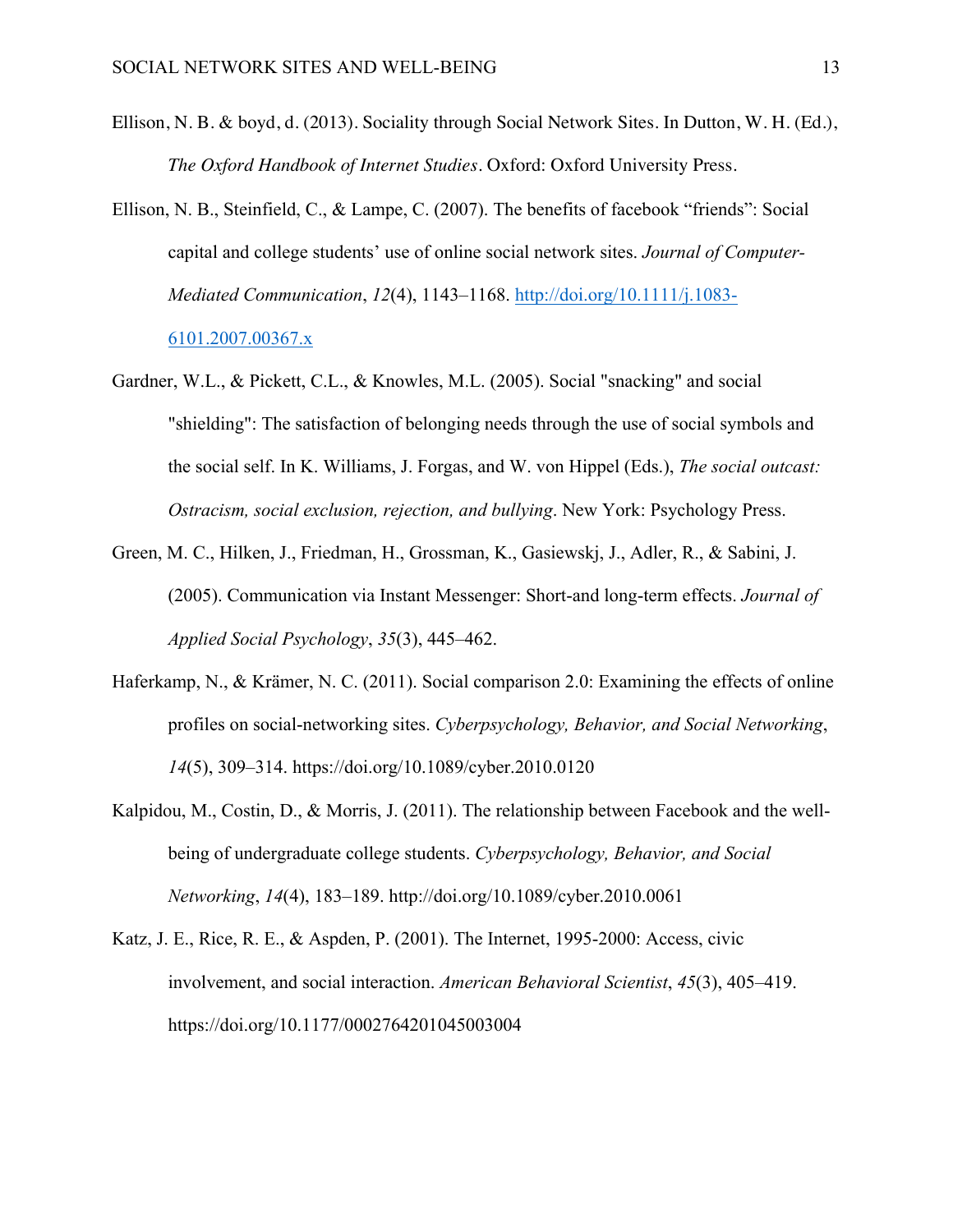Ellison, N. B. & boyd, d. (2013). Sociality through Social Network Sites. In Dutton, W. H. (Ed.), *The Oxford Handbook of Internet Studies*. Oxford: Oxford University Press.

Ellison, N. B., Steinfield, C., & Lampe, C. (2007). The benefits of facebook "friends": Social capital and college students' use of online social network sites. *Journal of Computer-Mediated Communication*, *12*(4), 1143–1168. http://doi.org/10.1111/j.1083-6101.2007.00367.x

Gardner, W.L., & Pickett, C.L., & Knowles, M.L. (2005). Social "snacking" and social "shielding": The satisfaction of belonging needs through the use of social symbols and the social self. In K. Williams, J. Forgas, and W. von Hippel (Eds.), *The social outcast: Ostracism, social exclusion, rejection, and bullying*. New York: Psychology Press.

Green, M. C., Hilken, J., Friedman, H., Grossman, K., Gasiewskj, J., Adler, R., & Sabini, J. (2005). Communication via Instant Messenger: Short-and long-term effects. *Journal of Applied Social Psychology*, *35*(3), 445–462.

Haferkamp, N., & Krämer, N. C. (2011). Social comparison 2.0: Examining the effects of online profiles on social-networking sites. *Cyberpsychology, Behavior, and Social Networking*, *14*(5), 309–314. https://doi.org/10.1089/cyber.2010.0120

Kalpidou, M., Costin, D., & Morris, J. (2011). The relationship between Facebook and the well-being of undergraduate college students. *Cyberpsychology, Behavior, and Social Networking*, *14*(4), 183–189. http://doi.org/10.1089/cyber.2010.0061

Katz, J. E., Rice, R. E., & Aspden, P. (2001). The Internet, 1995-2000: Access, civic involvement, and social interaction. *American Behavioral Scientist*, *45*(3), 405–419. https://doi.org/10.1177/0002764201045003004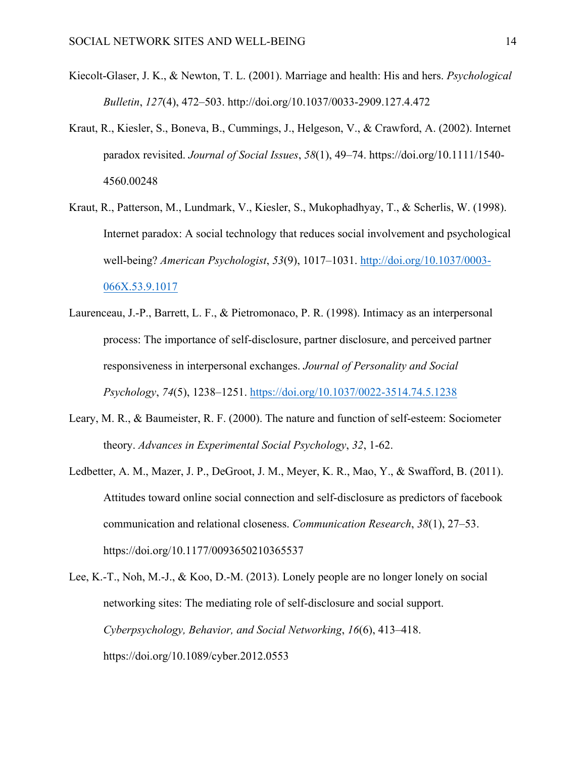Kiecolt-Glaser, J. K., & Newton, T. L. (2001). Marriage and health: His and hers. *Psychological Bulletin*, *127*(4), 472–503. http://doi.org/10.1037/0033-2909.127.4.472

Kraut, R., Kiesler, S., Boneva, B., Cummings, J., Helgeson, V., & Crawford, A. (2002). Internet paradox revisited. *Journal of Social Issues*, *58*(1), 49–74. https://doi.org/10.1111/1540-4560.00248

Kraut, R., Patterson, M., Lundmark, V., Kiesler, S., Mukophadhyay, T., & Scherlis, W. (1998). Internet paradox: A social technology that reduces social involvement and psychological well-being? *American Psychologist*, *53*(9), 1017–1031. http://doi.org/10.1037/0003-066X.53.9.1017

Laurenceau, J.-P., Barrett, L. F., & Pietromonaco, P. R. (1998). Intimacy as an interpersonal process: The importance of self-disclosure, partner disclosure, and perceived partner responsiveness in interpersonal exchanges. *Journal of Personality and Social Psychology*, *74*(5), 1238–1251. https://doi.org/10.1037/0022-3514.74.5.1238

Leary, M. R., & Baumeister, R. F. (2000). The nature and function of self-esteem: Sociometer theory. *Advances in Experimental Social Psychology*, *32*, 1-62.

Ledbetter, A. M., Mazer, J. P., DeGroot, J. M., Meyer, K. R., Mao, Y., & Swafford, B. (2011). Attitudes toward online social connection and self-disclosure as predictors of facebook communication and relational closeness. *Communication Research*, *38*(1), 27–53. https://doi.org/10.1177/0093650210365537

Lee, K.-T., Noh, M.-J., & Koo, D.-M. (2013). Lonely people are no longer lonely on social networking sites: The mediating role of self-disclosure and social support. *Cyberpsychology, Behavior, and Social Networking*, *16*(6), 413–418. https://doi.org/10.1089/cyber.2012.0553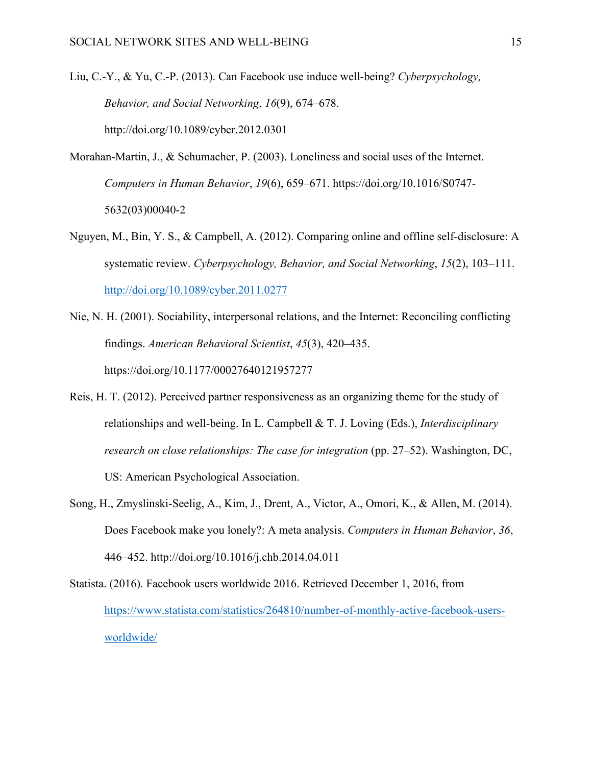Liu, C.-Y., & Yu, C.-P. (2013). Can Facebook use induce well-being? *Cyberpsychology, Behavior, and Social Networking*, *16*(9), 674–678. http://doi.org/10.1089/cyber.2012.0301

Morahan-Martin, J., & Schumacher, P. (2003). Loneliness and social uses of the Internet. *Computers in Human Behavior*, *19*(6), 659–671. https://doi.org/10.1016/S0747-5632(03)00040-2

Nguyen, M., Bin, Y. S., & Campbell, A. (2012). Comparing online and offline self-disclosure: A systematic review. *Cyberpsychology, Behavior, and Social Networking*, *15*(2), 103–111. http://doi.org/10.1089/cyber.2011.0277

Nie, N. H. (2001). Sociability, interpersonal relations, and the Internet: Reconciling conflicting findings. *American Behavioral Scientist*, *45*(3), 420–435. https://doi.org/10.1177/00027640121957277

Reis, H. T. (2012). Perceived partner responsiveness as an organizing theme for the study of relationships and well-being. In L. Campbell & T. J. Loving (Eds.), *Interdisciplinary research on close relationships: The case for integration* (pp. 27–52). Washington, DC, US: American Psychological Association.

Song, H., Zmyslinski-Seelig, A., Kim, J., Drent, A., Victor, A., Omori, K., & Allen, M. (2014). Does Facebook make you lonely?: A meta analysis. *Computers in Human Behavior*, *36*, 446–452. http://doi.org/10.1016/j.chb.2014.04.011

Statista. (2016). Facebook users worldwide 2016. Retrieved December 1, 2016, from https://www.statista.com/statistics/264810/number-of-monthly-active-facebook-users-worldwide/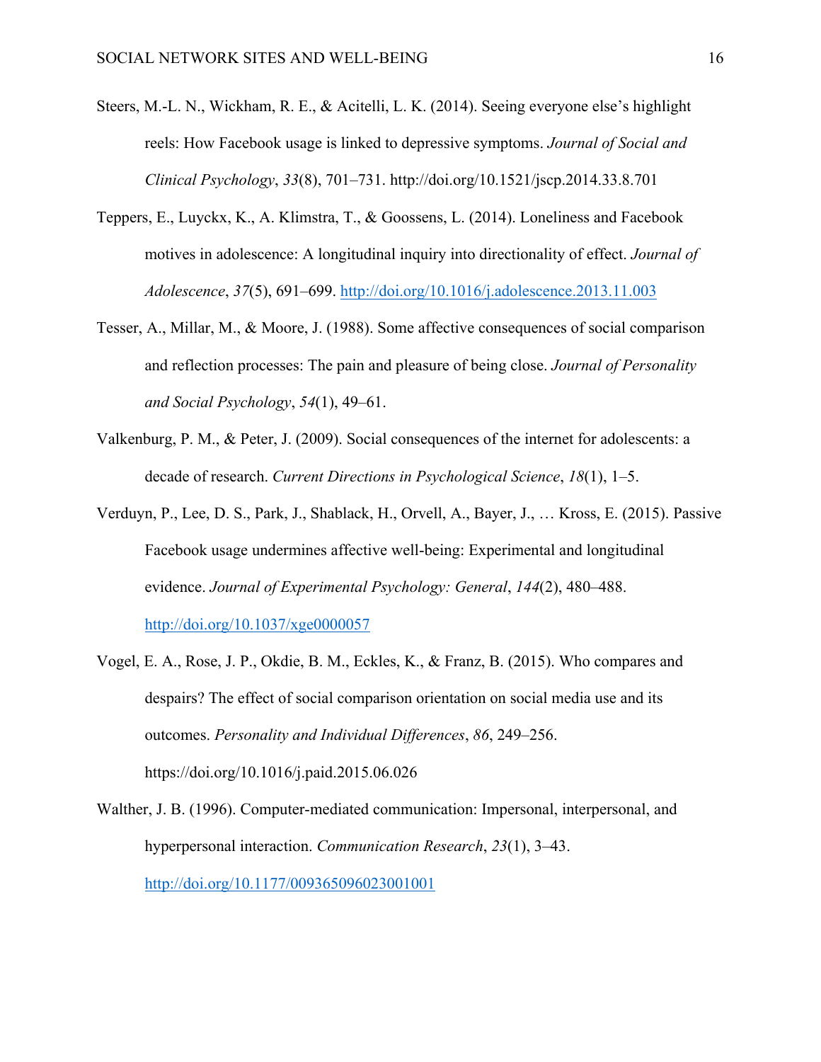Steers, M.-L. N., Wickham, R. E., & Acitelli, L. K. (2014). Seeing everyone else's highlight reels: How Facebook usage is linked to depressive symptoms. *Journal of Social and Clinical Psychology*, *33*(8), 701–731. http://doi.org/10.1521/jscp.2014.33.8.701

Teppers, E., Luyckx, K., A. Klimstra, T., & Goossens, L. (2014). Loneliness and Facebook motives in adolescence: A longitudinal inquiry into directionality of effect. *Journal of Adolescence*, *37*(5), 691–699. http://doi.org/10.1016/j.adolescence.2013.11.003

Tesser, A., Millar, M., & Moore, J. (1988). Some affective consequences of social comparison and reflection processes: The pain and pleasure of being close. *Journal of Personality and Social Psychology*, *54*(1), 49–61.

Valkenburg, P. M., & Peter, J. (2009). Social consequences of the internet for adolescents: a decade of research. *Current Directions in Psychological Science*, *18*(1), 1–5.

Verduyn, P., Lee, D. S., Park, J., Shablack, H., Orvell, A., Bayer, J., … Kross, E. (2015). Passive Facebook usage undermines affective well-being: Experimental and longitudinal evidence. *Journal of Experimental Psychology: General*, *144*(2), 480–488. http://doi.org/10.1037/xge0000057

Vogel, E. A., Rose, J. P., Okdie, B. M., Eckles, K., & Franz, B. (2015). Who compares and despairs? The effect of social comparison orientation on social media use and its outcomes. *Personality and Individual Differences*, *86*, 249–256. https://doi.org/10.1016/j.paid.2015.06.026

Walther, J. B. (1996). Computer-mediated communication: Impersonal, interpersonal, and hyperpersonal interaction. *Communication Research*, *23*(1), 3–43. http://doi.org/10.1177/009365096023001001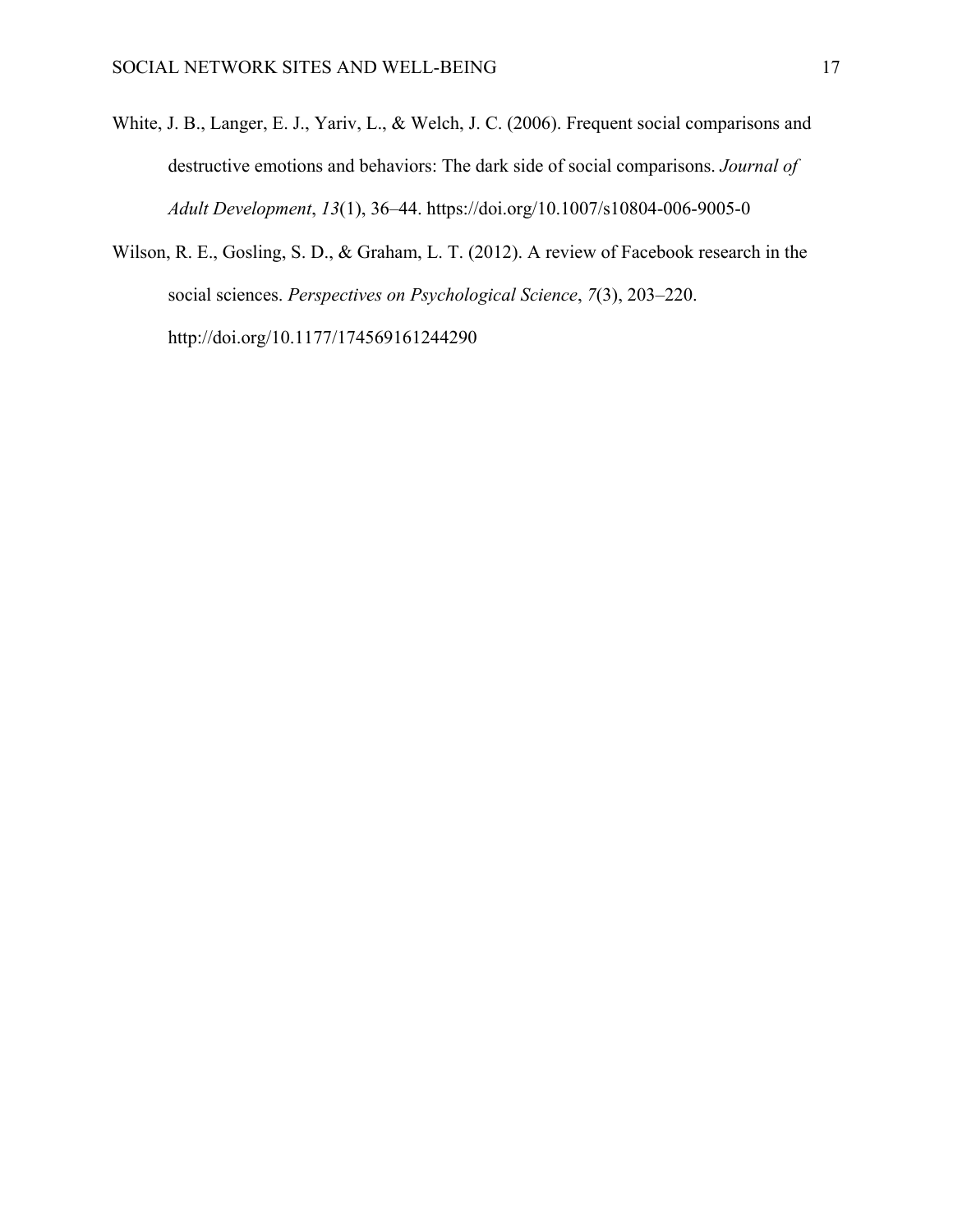White, J. B., Langer, E. J., Yariv, L., & Welch, J. C. (2006). Frequent social comparisons and destructive emotions and behaviors: The dark side of social comparisons. *Journal of Adult Development*, *13*(1), 36–44. https://doi.org/10.1007/s10804-006-9005-0

Wilson, R. E., Gosling, S. D., & Graham, L. T. (2012). A review of Facebook research in the social sciences. *Perspectives on Psychological Science*, *7*(3), 203–220. http://doi.org/10.1177/174569161244290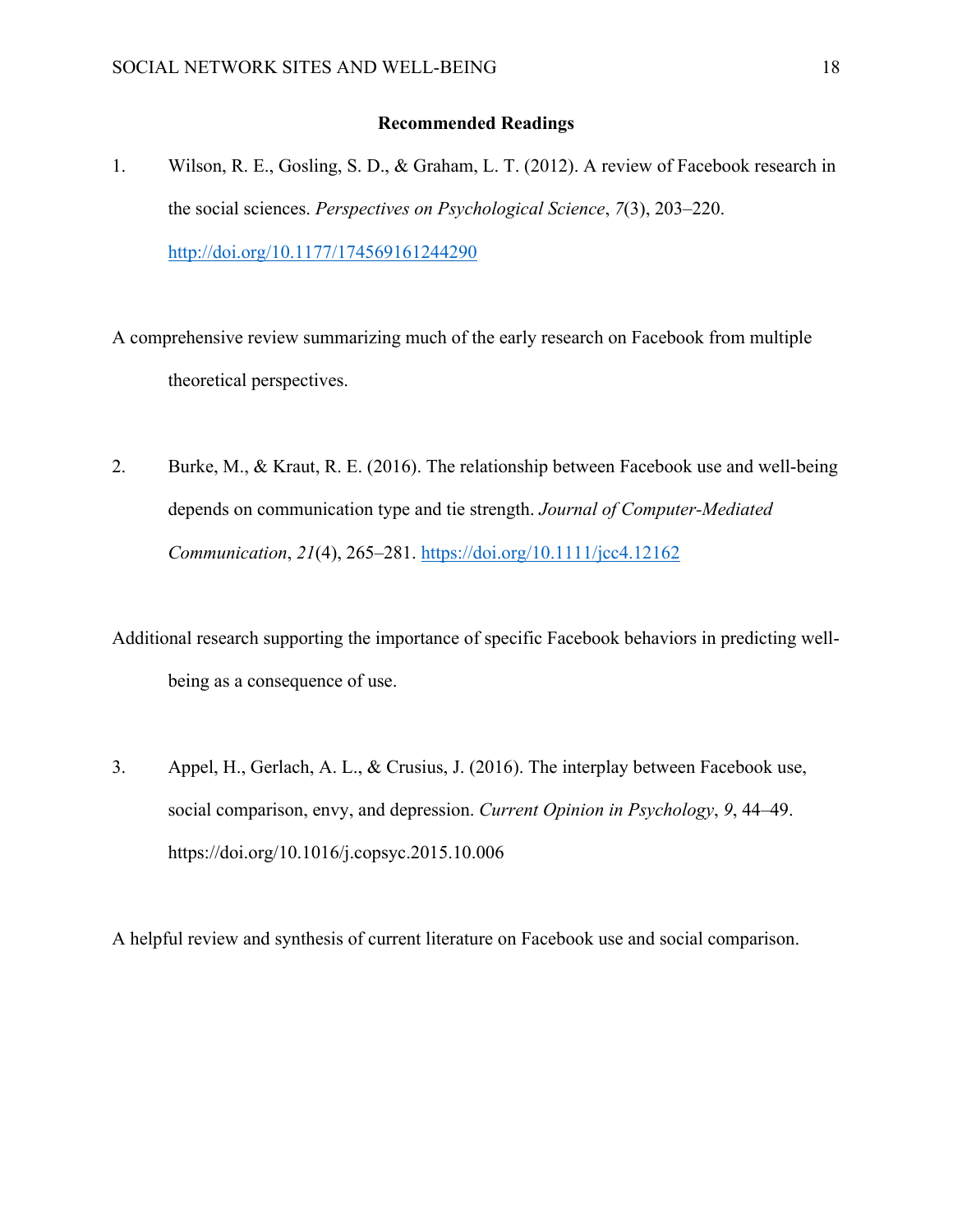## Recommended Readings

1. Wilson, R. E., Gosling, S. D., & Graham, L. T. (2012). A review of Facebook research in the social sciences. *Perspectives on Psychological Science*, *7*(3), 203–220. http://doi.org/10.1177/174569161244290

A comprehensive review summarizing much of the early research on Facebook from multiple theoretical perspectives.

2. Burke, M., & Kraut, R. E. (2016). The relationship between Facebook use and well-being depends on communication type and tie strength. *Journal of Computer-Mediated Communication*, *21*(4), 265–281. https://doi.org/10.1111/jcc4.12162

Additional research supporting the importance of specific Facebook behaviors in predicting well-being as a consequence of use.

3. Appel, H., Gerlach, A. L., & Crusius, J. (2016). The interplay between Facebook use, social comparison, envy, and depression. *Current Opinion in Psychology*, *9*, 44–49. https://doi.org/10.1016/j.copsyc.2015.10.006

A helpful review and synthesis of current literature on Facebook use and social comparison.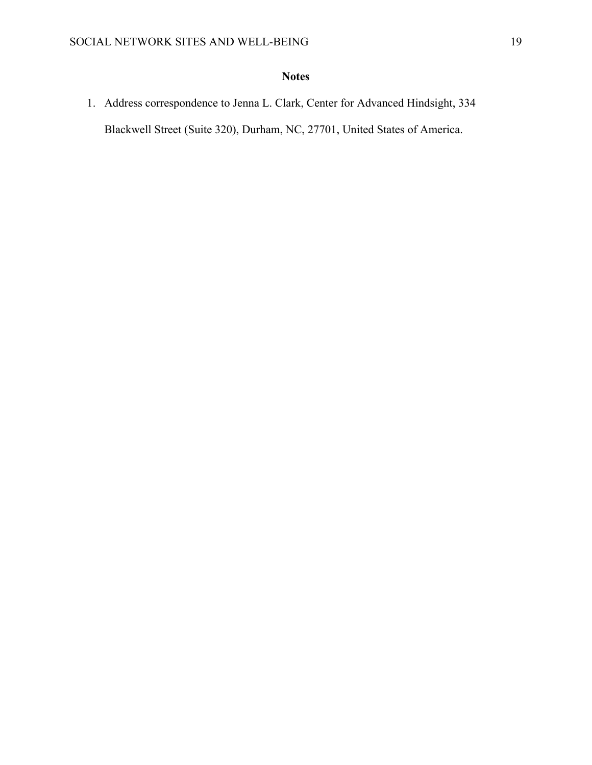**Notes**

1. Address correspondence to Jenna L. Clark, Center for Advanced Hindsight, 334 Blackwell Street (Suite 320), Durham, NC, 27701, United States of America.